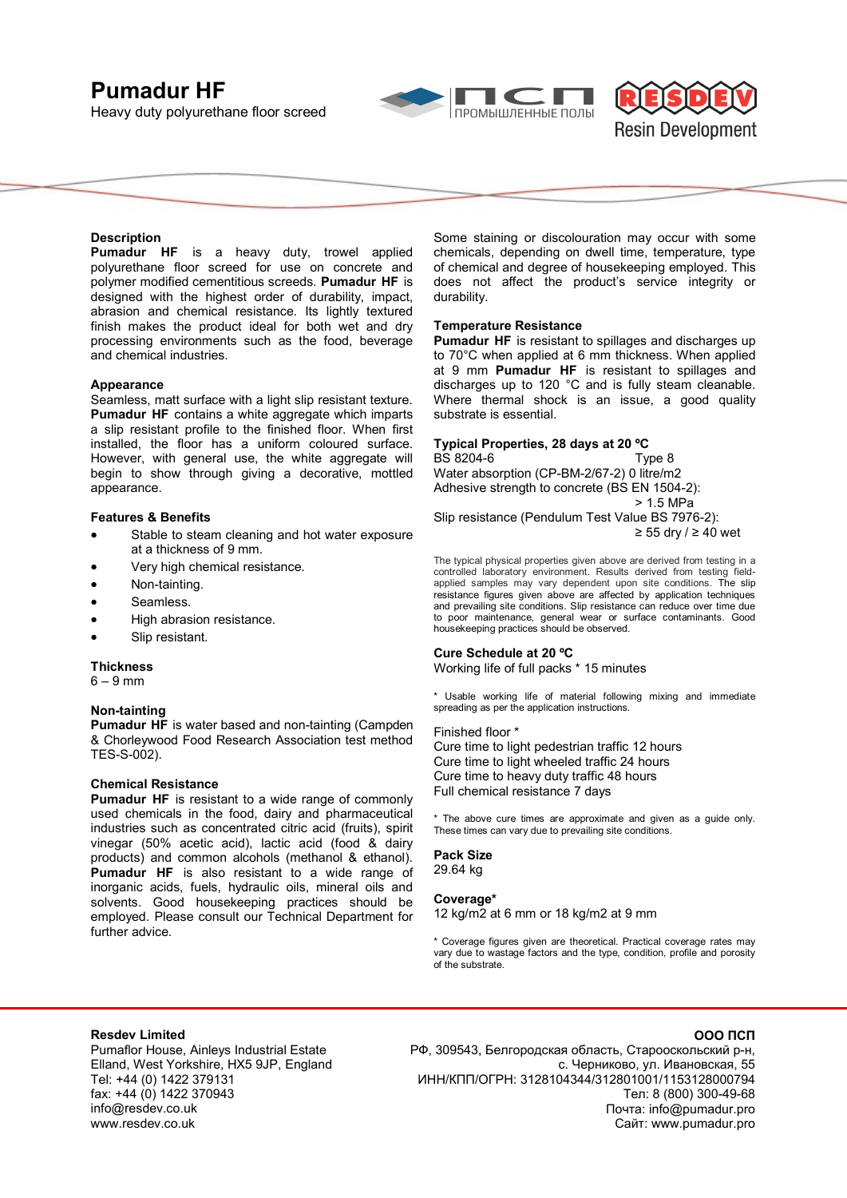# Pumadur HF

Heavy duty polyurethane floor screed

ПРОМЫШЛЕННЫЕ ПОЛЫ

Resin Development

## Description

**Pumadur HF** is a heavy duty, trowel applied polyurethane floor screed for use on concrete and polymer modified cementitious screeds. **Pumadur HF** is designed with the highest order of durability, impact, abrasion and chemical resistance. Its lightly textured finish makes the product ideal for both wet and dry processing environments such as the food, beverage and chemical industries.

## Appearance

Seamless, matt surface with a light slip resistant texture. **Pumadur HF** contains a white aggregate which imparts a slip resistant profile to the finished floor. When first installed, the floor has a uniform coloured surface. However, with general use, the white aggregate will begin to show through giving a decorative, mottled appearance.

## Features & Benefits

- Stable to steam cleaning and hot water exposure at a thickness of 9 mm.
- Very high chemical resistance.
- Non-tainting.
- Seamless.
- High abrasion resistance.
- Slip resistant.

## Thickness

6 – 9 mm

## Non-tainting

**Pumadur HF** is water based and non-tainting (Campden & Chorleywood Food Research Association test method TES-S-002).

## Chemical Resistance

**Pumadur HF** is resistant to a wide range of commonly used chemicals in the food, dairy and pharmaceutical industries such as concentrated citric acid (fruits), spirit vinegar (50% acetic acid), lactic acid (food & dairy products) and common alcohols (methanol & ethanol). **Pumadur HF** is also resistant to a wide range of inorganic acids, fuels, hydraulic oils, mineral oils and solvents. Good housekeeping practices should be employed. Please consult our Technical Department for further advice.

Some staining or discolouration may occur with some chemicals, depending on dwell time, temperature, type of chemical and degree of housekeeping employed. This does not affect the product's service integrity or durability.

## Temperature Resistance

**Pumadur HF** is resistant to spillages and discharges up to 70°C when applied at 6 mm thickness. When applied at 9 mm **Pumadur HF** is resistant to spillages and discharges up to 120 °C and is fully steam cleanable. Where thermal shock is an issue, a good quality substrate is essential.

## Typical Properties, 28 days at 20 ºC

BS 8204-6 Type 8

Water absorption (CP-BM-2/67-2) 0 litre/m2

Adhesive strength to concrete (BS EN 1504-2): > 1.5 MPa

Slip resistance (Pendulum Test Value BS 7976-2): ≥ 55 dry / ≥ 40 wet

The typical physical properties given above are derived from testing in a controlled laboratory environment. Results derived from testing field-applied samples may vary dependent upon site conditions. The slip resistance figures given above are affected by application techniques and prevailing site conditions. Slip resistance can reduce over time due to poor maintenance, general wear or surface contaminants. Good housekeeping practices should be observed.

## Cure Schedule at 20 ºC

Working life of full packs * 15 minutes

* Usable working life of material following mixing and immediate spreading as per the application instructions.

Finished floor *

Cure time to light pedestrian traffic 12 hours

Cure time to light wheeled traffic 24 hours

Cure time to heavy duty traffic 48 hours

Full chemical resistance 7 days

* The above cure times are approximate and given as a guide only. These times can vary due to prevailing site conditions.

## Pack Size

29.64 kg

## Coverage*

12 kg/m2 at 6 mm or 18 kg/m2 at 9 mm

* Coverage figures given are theoretical. Practical coverage rates may vary due to wastage factors and the type, condition, profile and porosity of the substrate.

---

**Resdev Limited**
Pumaflor House, Ainleys Industrial Estate
Elland, West Yorkshire, HX5 9JP, England
Tel: +44 (0) 1422 379131
fax: +44 (0) 1422 370943
info@resdev.co.uk
www.resdev.co.uk

**ООО ПСП**
РФ, 309543, Белгородская область, Старооскольский р-н,
с. Черниково, ул. Ивановская, 55
ИНН/КПП/ОГРН: 3128104344/312801001/1153128000794
Тел: 8 (800) 300-49-68
Почта: info@pumadur.pro
Сайт: www.pumadur.pro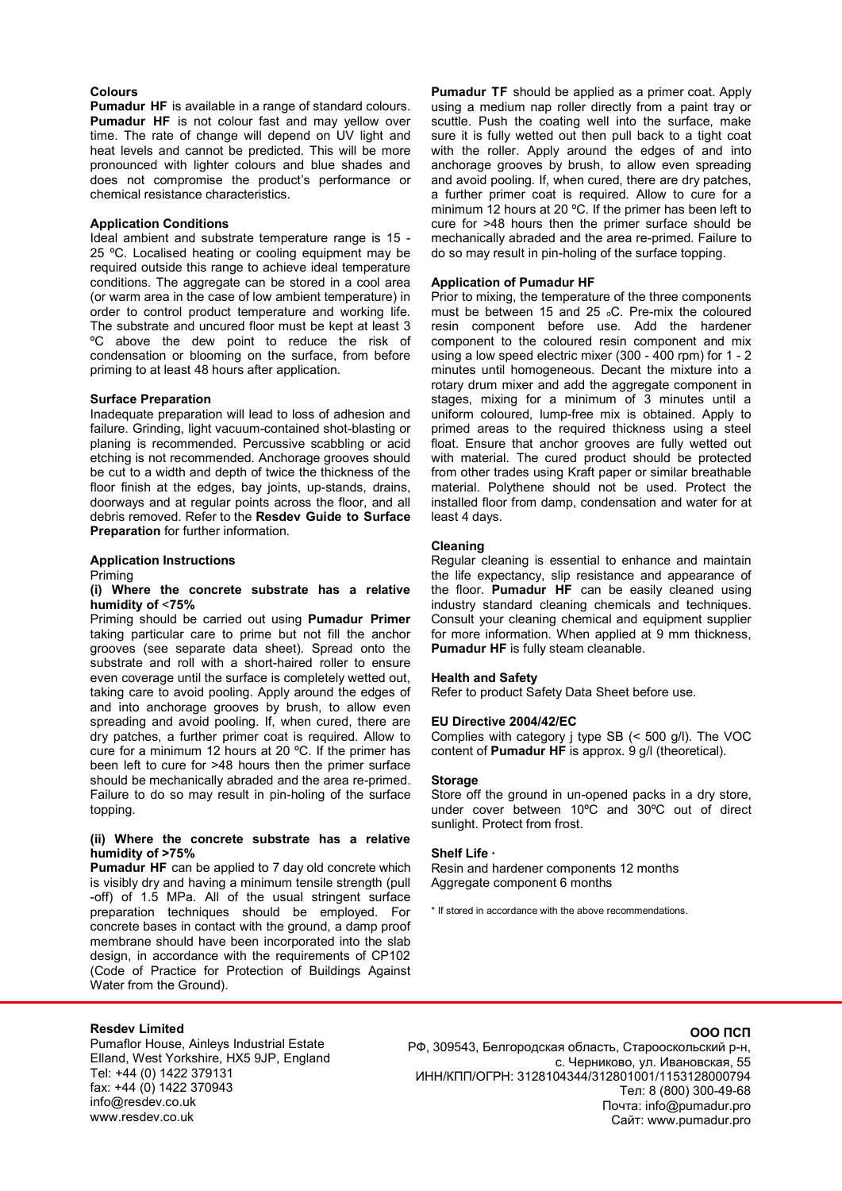### Colours

**Pumadur HF** is available in a range of standard colours. **Pumadur HF** is not colour fast and may yellow over time. The rate of change will depend on UV light and heat levels and cannot be predicted. This will be more pronounced with lighter colours and blue shades and does not compromise the product's performance or chemical resistance characteristics.

### Application Conditions

Ideal ambient and substrate temperature range is 15 - 25 ºC. Localised heating or cooling equipment may be required outside this range to achieve ideal temperature conditions. The aggregate can be stored in a cool area (or warm area in the case of low ambient temperature) in order to control product temperature and working life. The substrate and uncured floor must be kept at least 3 ºC above the dew point to reduce the risk of condensation or blooming on the surface, from before priming to at least 48 hours after application.

### Surface Preparation

Inadequate preparation will lead to loss of adhesion and failure. Grinding, light vacuum-contained shot-blasting or planing is recommended. Percussive scabbling or acid etching is not recommended. Anchorage grooves should be cut to a width and depth of twice the thickness of the floor finish at the edges, bay joints, up-stands, drains, doorways and at regular points across the floor, and all debris removed. Refer to the **Resdev Guide to Surface Preparation** for further information.

### Application Instructions

Priming

**(i) Where the concrete substrate has a relative humidity of <75%**

Priming should be carried out using **Pumadur Primer** taking particular care to prime but not fill the anchor grooves (see separate data sheet). Spread onto the substrate and roll with a short-haired roller to ensure even coverage until the surface is completely wetted out, taking care to avoid pooling. Apply around the edges of and into anchorage grooves by brush, to allow even spreading and avoid pooling. If, when cured, there are dry patches, a further primer coat is required. Allow to cure for a minimum 12 hours at 20 ºC. If the primer has been left to cure for >48 hours then the primer surface should be mechanically abraded and the area re-primed. Failure to do so may result in pin-holing of the surface topping.

**(ii) Where the concrete substrate has a relative humidity of >75%**

**Pumadur HF** can be applied to 7 day old concrete which is visibly dry and having a minimum tensile strength (pull -off) of 1.5 MPa. All of the usual stringent surface preparation techniques should be employed. For concrete bases in contact with the ground, a damp proof membrane should have been incorporated into the slab design, in accordance with the requirements of CP102 (Code of Practice for Protection of Buildings Against Water from the Ground).

**Pumadur TF** should be applied as a primer coat. Apply using a medium nap roller directly from a paint tray or scuttle. Push the coating well into the surface, make sure it is fully wetted out then pull back to a tight coat with the roller. Apply around the edges of and into anchorage grooves by brush, to allow even spreading and avoid pooling. If, when cured, there are dry patches, a further primer coat is required. Allow to cure for a minimum 12 hours at 20 ºC. If the primer has been left to cure for >48 hours then the primer surface should be mechanically abraded and the area re-primed. Failure to do so may result in pin-holing of the surface topping.

### Application of Pumadur HF

Prior to mixing, the temperature of the three components must be between 15 and 25 ºC. Pre-mix the coloured resin component before use. Add the hardener component to the coloured resin component and mix using a low speed electric mixer (300 - 400 rpm) for 1 - 2 minutes until homogeneous. Decant the mixture into a rotary drum mixer and add the aggregate component in stages, mixing for a minimum of 3 minutes until a uniform coloured, lump-free mix is obtained. Apply to primed areas to the required thickness using a steel float. Ensure that anchor grooves are fully wetted out with material. The cured product should be protected from other trades using Kraft paper or similar breathable material. Polythene should not be used. Protect the installed floor from damp, condensation and water for at least 4 days.

### Cleaning

Regular cleaning is essential to enhance and maintain the life expectancy, slip resistance and appearance of the floor. **Pumadur HF** can be easily cleaned using industry standard cleaning chemicals and techniques. Consult your cleaning chemical and equipment supplier for more information. When applied at 9 mm thickness, **Pumadur HF** is fully steam cleanable.

### Health and Safety

Refer to product Safety Data Sheet before use.

### EU Directive 2004/42/EC

Complies with category j type SB (< 500 g/l). The VOC content of **Pumadur HF** is approx. 9 g/l (theoretical).

### Storage

Store off the ground in un-opened packs in a dry store, under cover between 10ºC and 30ºC out of direct sunlight. Protect from frost.

### Shelf Life *

Resin and hardener components 12 months
Aggregate component 6 months

* If stored in accordance with the above recommendations.

**Resdev Limited**
Pumaflor House, Ainleys Industrial Estate
Elland, West Yorkshire, HX5 9JP, England
Tel: +44 (0) 1422 379131
fax: +44 (0) 1422 370943
info@resdev.co.uk
www.resdev.co.uk

**ООО ПСП**
РФ, 309543, Белгородская область, Старооскольский р-н,
с. Черниково, ул. Ивановская, 55
ИНН/КПП/ОГРН: 3128104344/312801001/1153128000794
Тел: 8 (800) 300-49-68
Почта: info@pumadur.pro
Сайт: www.pumadur.pro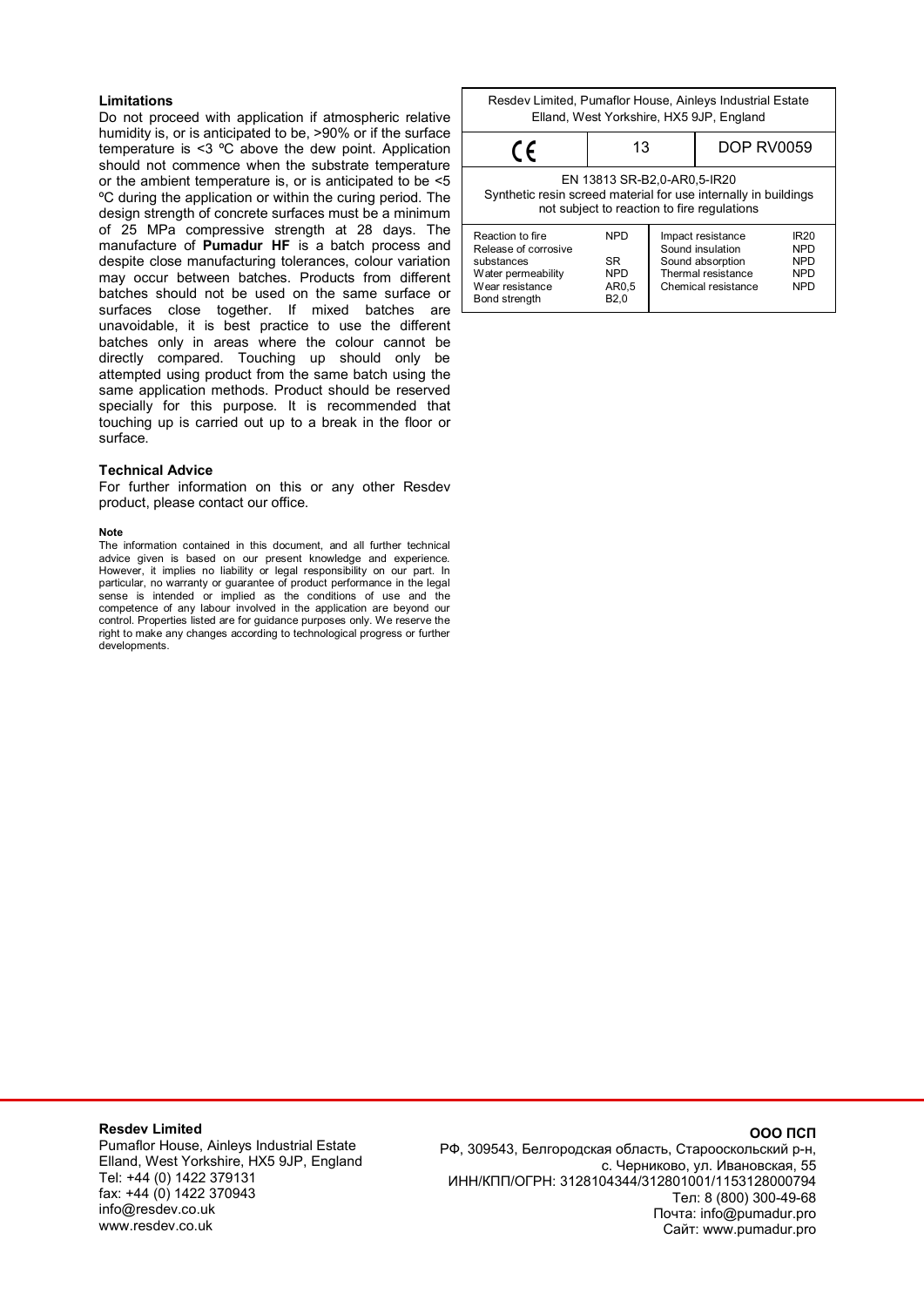### Limitations

Do not proceed with application if atmospheric relative humidity is, or is anticipated to be, >90% or if the surface temperature is <3 ºC above the dew point. Application should not commence when the substrate temperature or the ambient temperature is, or is anticipated to be <5 ºC during the application or within the curing period. The design strength of concrete surfaces must be a minimum of 25 MPa compressive strength at 28 days. The manufacture of **Pumadur HF** is a batch process and despite close manufacturing tolerances, colour variation may occur between batches. Products from different batches should not be used on the same surface or surfaces close together. If mixed batches are unavoidable, it is best practice to use the different batches only in areas where the colour cannot be directly compared. Touching up should only be attempted using product from the same batch using the same application methods. Product should be reserved specially for this purpose. It is recommended that touching up is carried out up to a break in the floor or surface.

### Technical Advice

For further information on this or any other Resdev product, please contact our office.

#### Note

The information contained in this document, and all further technical advice given is based on our present knowledge and experience. However, it implies no liability or legal responsibility on our part. In particular, no warranty or guarantee of product performance in the legal sense is intended or implied as the conditions of use and the competence of any labour involved in the application are beyond our control. Properties listed are for guidance purposes only. We reserve the right to make any changes according to technological progress or further developments.

Resdev Limited, Pumaflor House, Ainleys Industrial Estate
Elland, West Yorkshire, HX5 9JP, England

| CE | 13 | DOP RV0059 |
|---|---|---|

EN 13813 SR-B2,0-AR0,5-IR20
Synthetic resin screed material for use internally in buildings not subject to reaction to fire regulations

| | | | |
|---|---|---|---|
| Reaction to fire | NPD | Impact resistance | IR20 |
| Release of corrosive substances | SR | Sound insulation | NPD |
| Water permeability | NPD | Sound absorption | NPD |
| Wear resistance | AR0,5 | Thermal resistance | NPD |
| Bond strength | B2,0 | Chemical resistance | NPD |

**Resdev Limited**
Pumaflor House, Ainleys Industrial Estate
Elland, West Yorkshire, HX5 9JP, England
Tel: +44 (0) 1422 379131
fax: +44 (0) 1422 370943
info@resdev.co.uk
www.resdev.co.uk

**ООО ПСП**
РФ, 309543, Белгородская область, Старооскольский р-н,
с. Черниково, ул. Ивановская, 55
ИНН/КПП/ОГРН: 3128104344/312801001/1153128000794
Тел: 8 (800) 300-49-68
Почта: info@pumadur.pro
Сайт: www.pumadur.pro